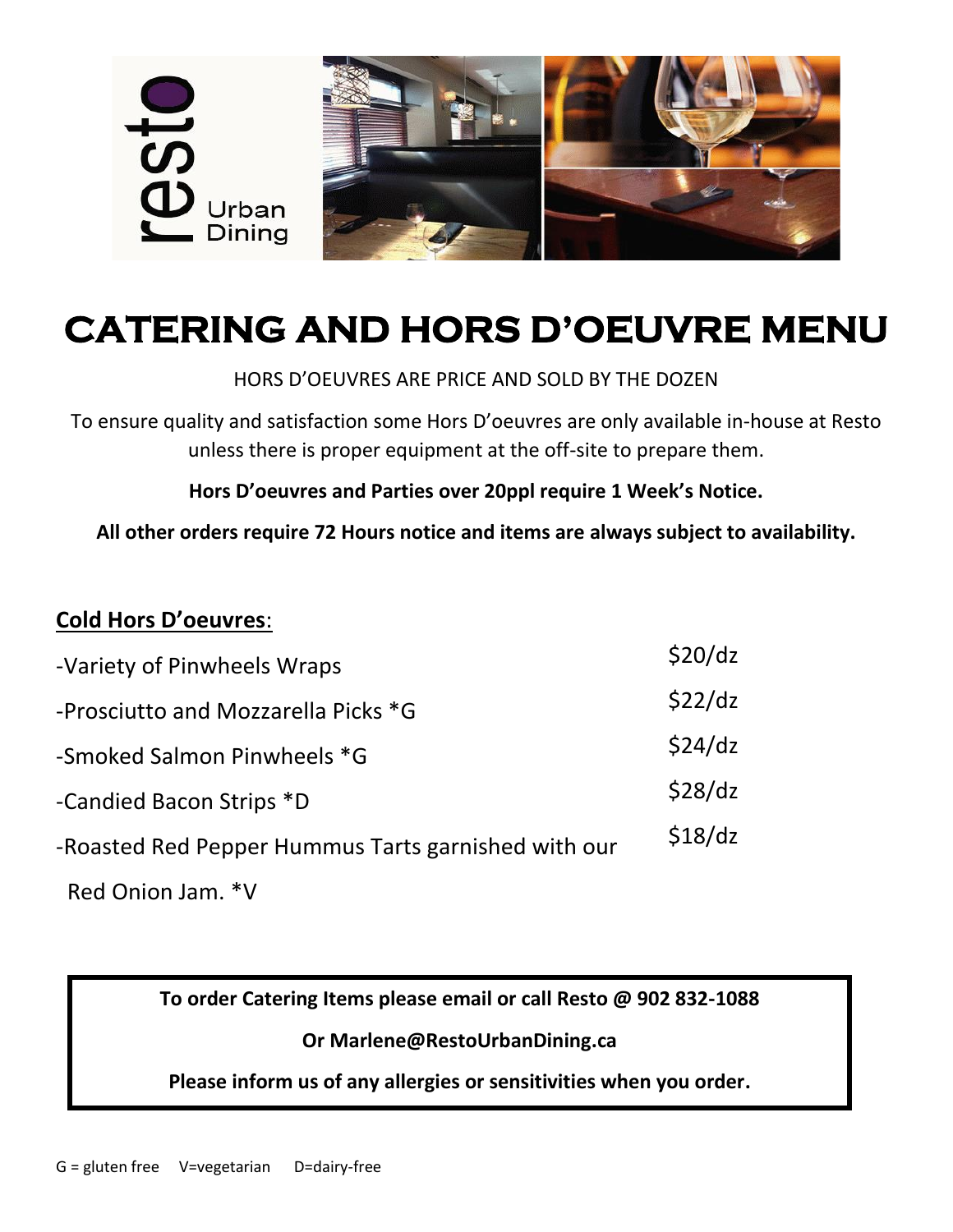resto Urban Dining

# CATERING AND HORS D'OEUVRE MENU

HORS D'OEUVRES ARE PRICE AND SOLD BY THE DOZEN

To ensure quality and satisfaction some Hors D'oeuvres are only available in-house at Resto unless there is proper equipment at the off-site to prepare them.

**Hors D'oeuvres and Parties over 20ppl require 1 Week's Notice.**

**All other orders require 72 Hours notice and items are always subject to availability.**

## Cold Hors D'oeuvres:

| | |
|---|---|
| -Variety of Pinwheels Wraps | $20/dz |
| -Prosciutto and Mozzarella Picks *G | $22/dz |
| -Smoked Salmon Pinwheels *G | $24/dz |
| -Candied Bacon Strips *D | $28/dz |
| -Roasted Red Pepper Hummus Tarts garnished with our Red Onion Jam. *V | $18/dz |

**To order Catering Items please email or call Resto @ 902 832-1088**

**Or Marlene@RestoUrbanDining.ca**

**Please inform us of any allergies or sensitivities when you order.**

G = gluten free V=vegetarian D=dairy-free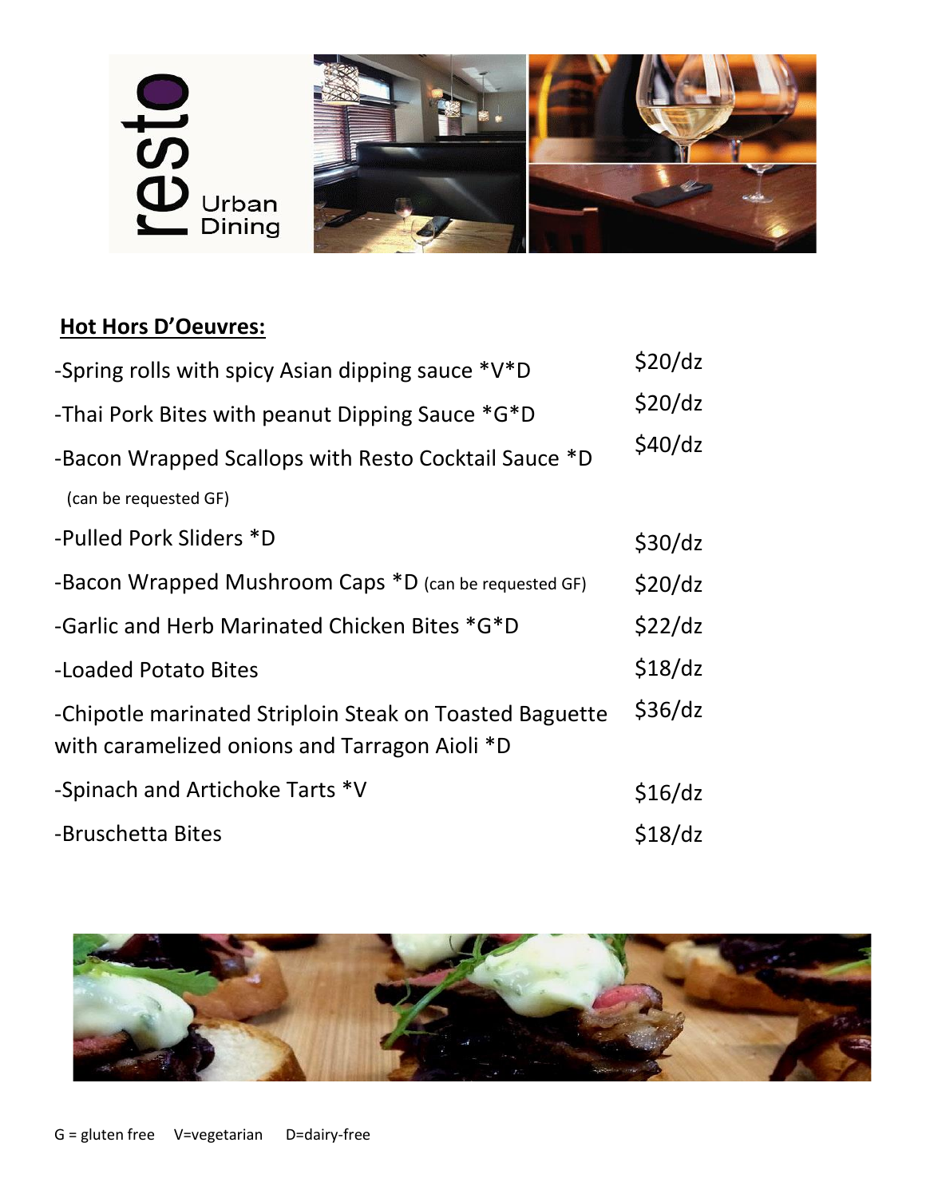resto Urban Dining

## Hot Hors D'Oeuvres:

| Item | Price |
|---|---|
| -Spring rolls with spicy Asian dipping sauce *V*D | $20/dz |
| -Thai Pork Bites with peanut Dipping Sauce *G*D | $20/dz |
| -Bacon Wrapped Scallops with Resto Cocktail Sauce *D (can be requested GF) | $40/dz |
| -Pulled Pork Sliders *D | $30/dz |
| -Bacon Wrapped Mushroom Caps *D (can be requested GF) | $20/dz |
| -Garlic and Herb Marinated Chicken Bites *G*D | $22/dz |
| -Loaded Potato Bites | $18/dz |
| -Chipotle marinated Striploin Steak on Toasted Baguette with caramelized onions and Tarragon Aioli *D | $36/dz |
| -Spinach and Artichoke Tarts *V | $16/dz |
| -Bruschetta Bites | $18/dz |

G = gluten free V=vegetarian D=dairy-free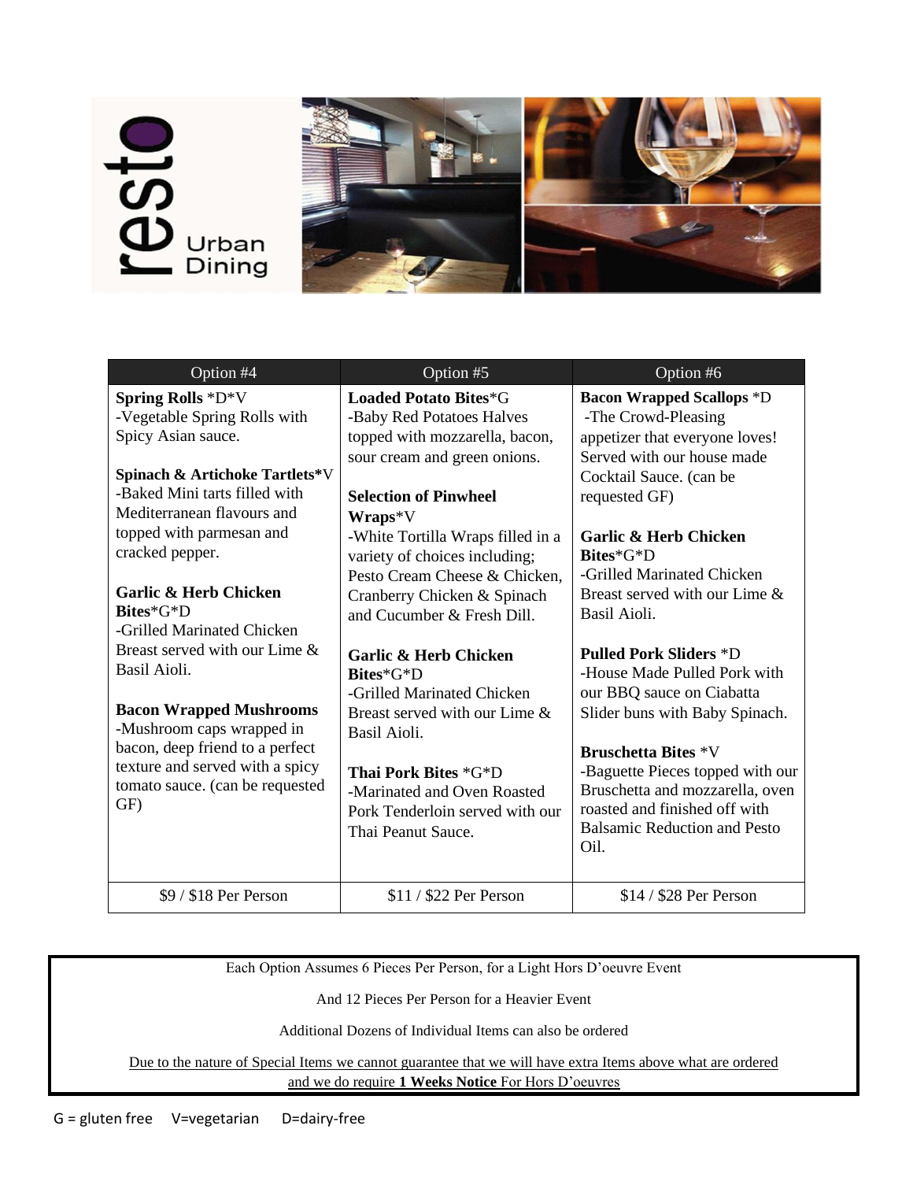| Option #4 | Option #5 | Option #6 |
| --- | --- | --- |
| **Spring Rolls** *D*V<br>-Vegetable Spring Rolls with Spicy Asian sauce.<br><br>**Spinach & Artichoke Tartlets***V<br>-Baked Mini tarts filled with Mediterranean flavours and topped with parmesan and cracked pepper.<br><br>**Garlic & Herb Chicken Bites***G*D<br>-Grilled Marinated Chicken Breast served with our Lime & Basil Aioli.<br><br>**Bacon Wrapped Mushrooms**<br>-Mushroom caps wrapped in bacon, deep friend to a perfect texture and served with a spicy tomato sauce. (can be requested GF) | **Loaded Potato Bites***G<br>-Baby Red Potatoes Halves topped with mozzarella, bacon, sour cream and green onions.<br><br>**Selection of Pinwheel Wraps***V<br>-White Tortilla Wraps filled in a variety of choices including; Pesto Cream Cheese & Chicken, Cranberry Chicken & Spinach and Cucumber & Fresh Dill.<br><br>**Garlic & Herb Chicken Bites***G*D<br>-Grilled Marinated Chicken Breast served with our Lime & Basil Aioli.<br><br>**Thai Pork Bites** *G*D<br>-Marinated and Oven Roasted Pork Tenderloin served with our Thai Peanut Sauce. | **Bacon Wrapped Scallops** *D<br>-The Crowd-Pleasing appetizer that everyone loves! Served with our house made Cocktail Sauce. (can be requested GF)<br><br>**Garlic & Herb Chicken Bites***G*D<br>-Grilled Marinated Chicken Breast served with our Lime & Basil Aioli.<br><br>**Pulled Pork Sliders** *D<br>-House Made Pulled Pork with our BBQ sauce on Ciabatta Slider buns with Baby Spinach.<br><br>**Bruschetta Bites** *V<br>-Baguette Pieces topped with our Bruschetta and mozzarella, oven roasted and finished off with Balsamic Reduction and Pesto Oil. |
| $9 / $18 Per Person | $11 / $22 Per Person | $14 / $28 Per Person |

Each Option Assumes 6 Pieces Per Person, for a Light Hors D'oeuvre Event

And 12 Pieces Per Person for a Heavier Event

Additional Dozens of Individual Items can also be ordered

Due to the nature of Special Items we cannot guarantee that we will have extra Items above what are ordered and we do require **1 Weeks Notice** For Hors D'oeuvres

G = gluten free V=vegetarian D=dairy-free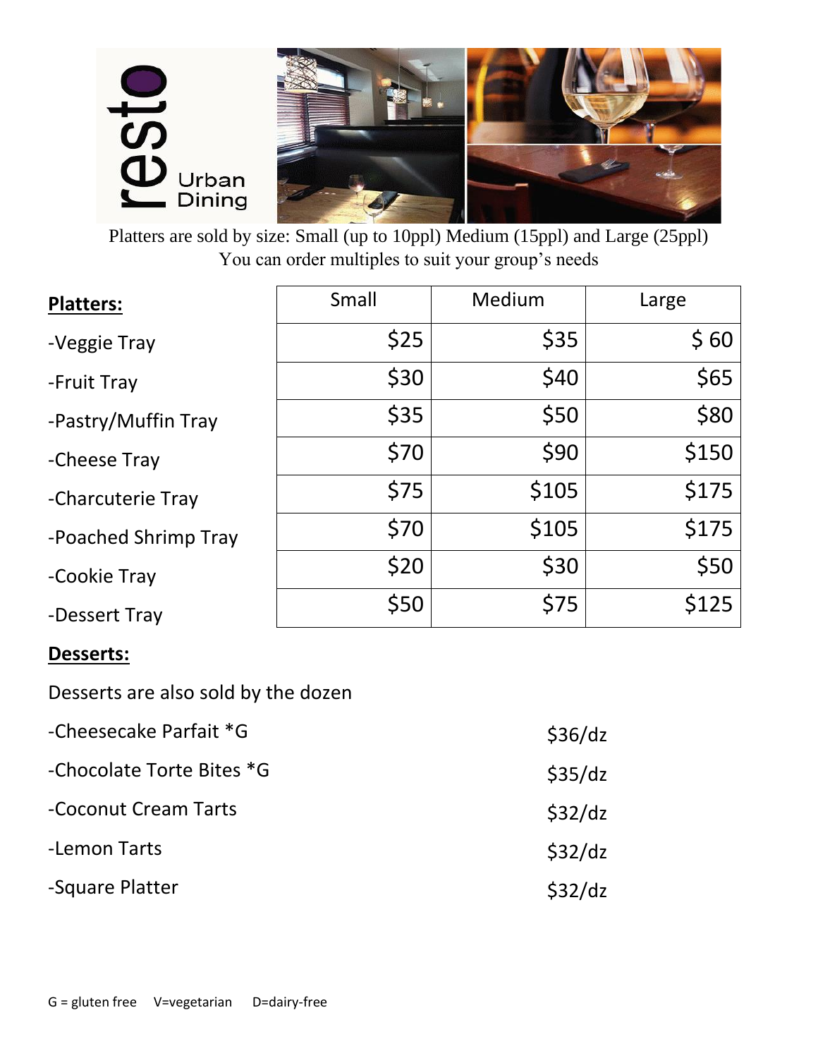resto Urban Dining

Platters are sold by size: Small (up to 10ppl) Medium (15ppl) and Large (25ppl)
You can order multiples to suit your group's needs

| **Platters:** | Small | Medium | Large |
|---|---|---|---|
| -Veggie Tray | $25 | $35 | $ 60 |
| -Fruit Tray | $30 | $40 | $65 |
| -Pastry/Muffin Tray | $35 | $50 | $80 |
| -Cheese Tray | $70 | $90 | $150 |
| -Charcuterie Tray | $75 | $105 | $175 |
| -Poached Shrimp Tray | $70 | $105 | $175 |
| -Cookie Tray | $20 | $30 | $50 |
| -Dessert Tray | $50 | $75 | $125 |

**Desserts:**

Desserts are also sold by the dozen

| | |
|---|---|
| -Cheesecake Parfait *G | $36/dz |
| -Chocolate Torte Bites *G | $35/dz |
| -Coconut Cream Tarts | $32/dz |
| -Lemon Tarts | $32/dz |
| -Square Platter | $32/dz |

G = gluten free V=vegetarian D=dairy-free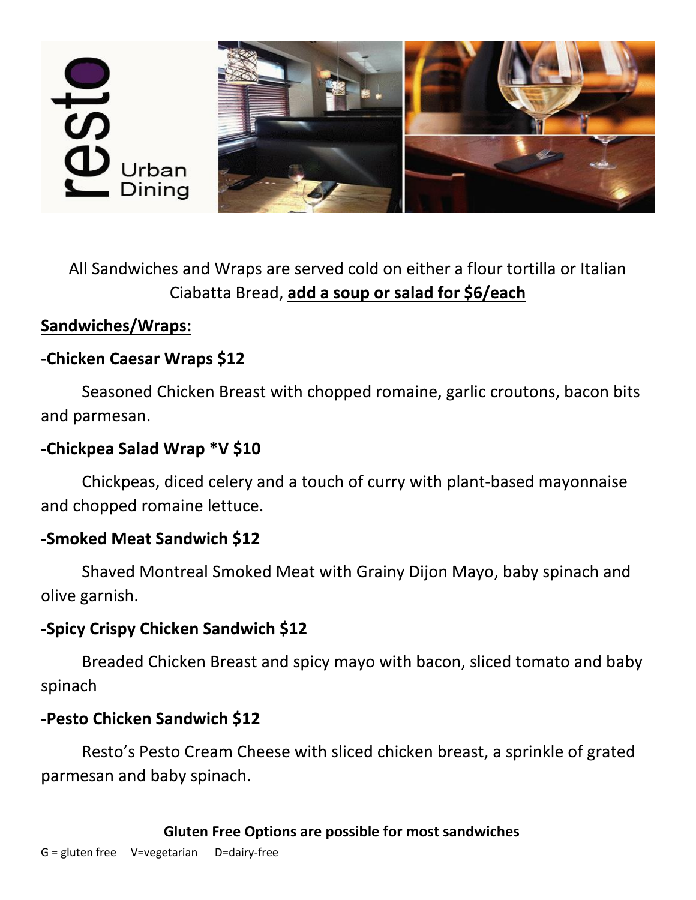resto Urban Dining

All Sandwiches and Wraps are served cold on either a flour tortilla or Italian Ciabatta Bread, **add a soup or salad for $6/each**

## Sandwiches/Wraps:

### -Chicken Caesar Wraps $12

Seasoned Chicken Breast with chopped romaine, garlic croutons, bacon bits and parmesan.

### -Chickpea Salad Wrap *V $10

Chickpeas, diced celery and a touch of curry with plant-based mayonnaise and chopped romaine lettuce.

### -Smoked Meat Sandwich $12

Shaved Montreal Smoked Meat with Grainy Dijon Mayo, baby spinach and olive garnish.

### -Spicy Crispy Chicken Sandwich $12

Breaded Chicken Breast and spicy mayo with bacon, sliced tomato and baby spinach

### -Pesto Chicken Sandwich $12

Resto's Pesto Cream Cheese with sliced chicken breast, a sprinkle of grated parmesan and baby spinach.

**Gluten Free Options are possible for most sandwiches**

G = gluten free V=vegetarian D=dairy-free